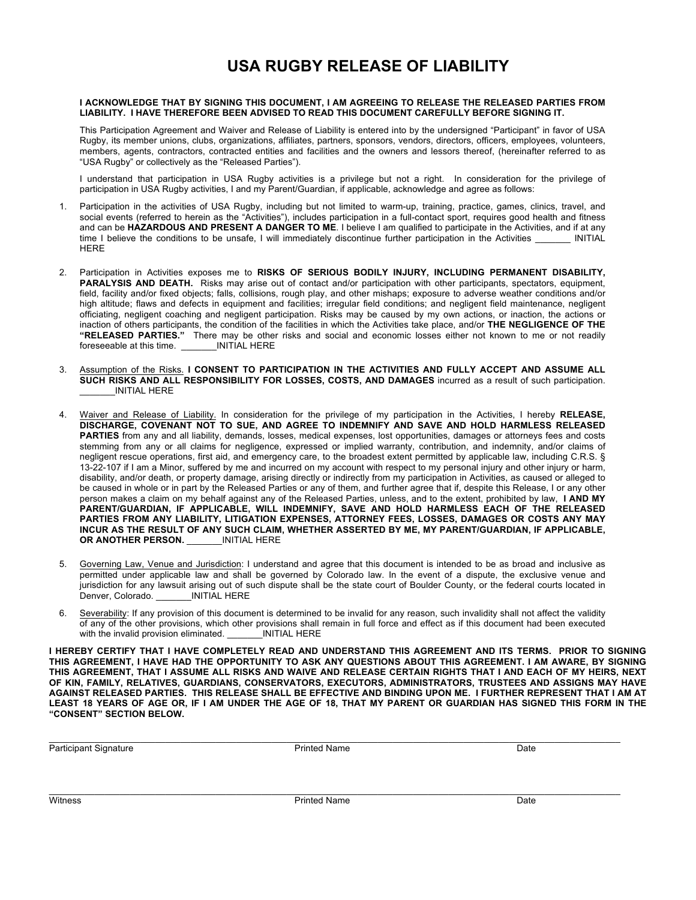# USA RUGBY RELEASE OF LIABILITY

**I ACKNOWLEDGE THAT BY SIGNING THIS DOCUMENT, I AM AGREEING TO RELEASE THE RELEASED PARTIES FROM LIABILITY. I HAVE THEREFORE BEEN ADVISED TO READ THIS DOCUMENT CAREFULLY BEFORE SIGNING IT.**

This Participation Agreement and Waiver and Release of Liability is entered into by the undersigned "Participant" in favor of USA Rugby, its member unions, clubs, organizations, affiliates, partners, sponsors, vendors, directors, officers, employees, volunteers, members, agents, contractors, contracted entities and facilities and the owners and lessors thereof, (hereinafter referred to as "USA Rugby" or collectively as the "Released Parties").

I understand that participation in USA Rugby activities is a privilege but not a right. In consideration for the privilege of participation in USA Rugby activities, I and my Parent/Guardian, if applicable, acknowledge and agree as follows:

1. Participation in the activities of USA Rugby, including but not limited to warm-up, training, practice, games, clinics, travel, and social events (referred to herein as the "Activities"), includes participation in a full-contact sport, requires good health and fitness and can be **HAZARDOUS AND PRESENT A DANGER TO ME**. I believe I am qualified to participate in the Activities, and if at any time I believe the conditions to be unsafe, I will immediately discontinue further participation in the Activities _______ INITIAL HERE

2. Participation in Activities exposes me to **RISKS OF SERIOUS BODILY INJURY, INCLUDING PERMANENT DISABILITY, PARALYSIS AND DEATH.** Risks may arise out of contact and/or participation with other participants, spectators, equipment, field, facility and/or fixed objects; falls, collisions, rough play, and other mishaps; exposure to adverse weather conditions and/or high altitude; flaws and defects in equipment and facilities; irregular field conditions; and negligent field maintenance, negligent officiating, negligent coaching and negligent participation. Risks may be caused by my own actions, or inaction, the actions or inaction of others participants, the condition of the facilities in which the Activities take place, and/or **THE NEGLIGENCE OF THE "RELEASED PARTIES."** There may be other risks and social and economic losses either not known to me or not readily foreseeable at this time. _______INITIAL HERE

3. <u>Assumption of the Risks.</u> **I CONSENT TO PARTICIPATION IN THE ACTIVITIES AND FULLY ACCEPT AND ASSUME ALL SUCH RISKS AND ALL RESPONSIBILITY FOR LOSSES, COSTS, AND DAMAGES** incurred as a result of such participation. _______INITIAL HERE

4. <u>Waiver and Release of Liability.</u> In consideration for the privilege of my participation in the Activities, I hereby **RELEASE, DISCHARGE, COVENANT NOT TO SUE, AND AGREE TO INDEMNIFY AND SAVE AND HOLD HARMLESS RELEASED PARTIES** from any and all liability, demands, losses, medical expenses, lost opportunities, damages or attorneys fees and costs stemming from any or all claims for negligence, expressed or implied warranty, contribution, and indemnity, and/or claims of negligent rescue operations, first aid, and emergency care, to the broadest extent permitted by applicable law, including C.R.S. § 13-22-107 if I am a Minor, suffered by me and incurred on my account with respect to my personal injury and other injury or harm, disability, and/or death, or property damage, arising directly or indirectly from my participation in Activities, as caused or alleged to be caused in whole or in part by the Released Parties or any of them, and further agree that if, despite this Release, I or any other person makes a claim on my behalf against any of the Released Parties, unless, and to the extent, prohibited by law, **I AND MY PARENT/GUARDIAN, IF APPLICABLE, WILL INDEMNIFY, SAVE AND HOLD HARMLESS EACH OF THE RELEASED PARTIES FROM ANY LIABILITY, LITIGATION EXPENSES, ATTORNEY FEES, LOSSES, DAMAGES OR COSTS ANY MAY INCUR AS THE RESULT OF ANY SUCH CLAIM, WHETHER ASSERTED BY ME, MY PARENT/GUARDIAN, IF APPLICABLE, OR ANOTHER PERSON.** _______INITIAL HERE

5. <u>Governing Law, Venue and Jurisdiction</u>: I understand and agree that this document is intended to be as broad and inclusive as permitted under applicable law and shall be governed by Colorado law. In the event of a dispute, the exclusive venue and jurisdiction for any lawsuit arising out of such dispute shall be the state court of Boulder County, or the federal courts located in Denver, Colorado. _______INITIAL HERE

6. <u>Severability</u>: If any provision of this document is determined to be invalid for any reason, such invalidity shall not affect the validity of any of the other provisions, which other provisions shall remain in full force and effect as if this document had been executed with the invalid provision eliminated. _______INITIAL HERE

**I HEREBY CERTIFY THAT I HAVE COMPLETELY READ AND UNDERSTAND THIS AGREEMENT AND ITS TERMS. PRIOR TO SIGNING THIS AGREEMENT, I HAVE HAD THE OPPORTUNITY TO ASK ANY QUESTIONS ABOUT THIS AGREEMENT. I AM AWARE, BY SIGNING THIS AGREEMENT, THAT I ASSUME ALL RISKS AND WAIVE AND RELEASE CERTAIN RIGHTS THAT I AND EACH OF MY HEIRS, NEXT OF KIN, FAMILY, RELATIVES, GUARDIANS, CONSERVATORS, EXECUTORS, ADMINISTRATORS, TRUSTEES AND ASSIGNS MAY HAVE AGAINST RELEASED PARTIES. THIS RELEASE SHALL BE EFFECTIVE AND BINDING UPON ME. I FURTHER REPRESENT THAT I AM AT LEAST 18 YEARS OF AGE OR, IF I AM UNDER THE AGE OF 18, THAT MY PARENT OR GUARDIAN HAS SIGNED THIS FORM IN THE "CONSENT" SECTION BELOW.**

_______________________________________________________________________________

Participant Signature | Printed Name | Date

_______________________________________________________________________________

Witness | Printed Name | Date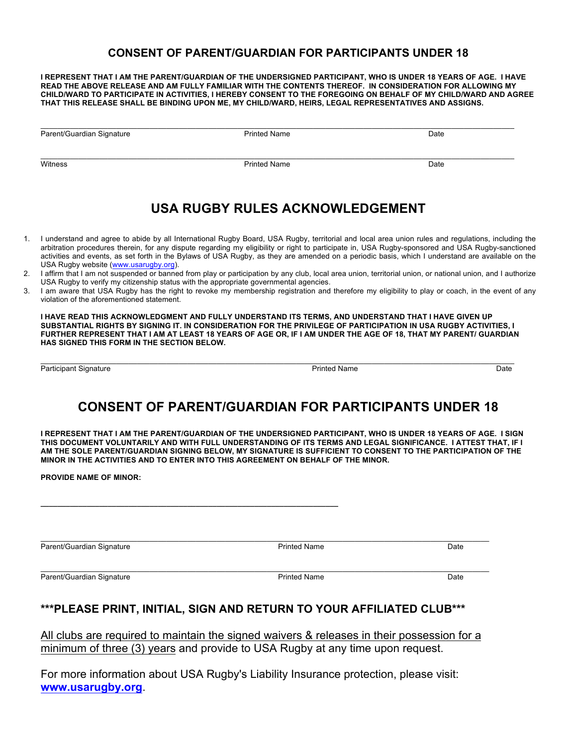## CONSENT OF PARENT/GUARDIAN FOR PARTICIPANTS UNDER 18

**I REPRESENT THAT I AM THE PARENT/GUARDIAN OF THE UNDERSIGNED PARTICIPANT, WHO IS UNDER 18 YEARS OF AGE. I HAVE READ THE ABOVE RELEASE AND AM FULLY FAMILIAR WITH THE CONTENTS THEREOF. IN CONSIDERATION FOR ALLOWING MY CHILD/WARD TO PARTICIPATE IN ACTIVITIES, I HEREBY CONSENT TO THE FOREGOING ON BEHALF OF MY CHILD/WARD AND AGREE THAT THIS RELEASE SHALL BE BINDING UPON ME, MY CHILD/WARD, HEIRS, LEGAL REPRESENTATIVES AND ASSIGNS.**

______________________________________________________________________________

Parent/Guardian Signature | Printed Name | Date

______________________________________________________________________________

Witness | Printed Name | Date

# USA RUGBY RULES ACKNOWLEDGEMENT

1. I understand and agree to abide by all International Rugby Board, USA Rugby, territorial and local area union rules and regulations, including the arbitration procedures therein, for any dispute regarding my eligibility or right to participate in, USA Rugby-sponsored and USA Rugby-sanctioned activities and events, as set forth in the Bylaws of USA Rugby, as they are amended on a periodic basis, which I understand are available on the USA Rugby website (www.usarugby.org).
2. I affirm that I am not suspended or banned from play or participation by any club, local area union, territorial union, or national union, and I authorize USA Rugby to verify my citizenship status with the appropriate governmental agencies.
3. I am aware that USA Rugby has the right to revoke my membership registration and therefore my eligibility to play or coach, in the event of any violation of the aforementioned statement.

**I HAVE READ THIS ACKNOWLEDGMENT AND FULLY UNDERSTAND ITS TERMS, AND UNDERSTAND THAT I HAVE GIVEN UP SUBSTANTIAL RIGHTS BY SIGNING IT. IN CONSIDERATION FOR THE PRIVILEGE OF PARTICIPATION IN USA RUGBY ACTIVITIES, I FURTHER REPRESENT THAT I AM AT LEAST 18 YEARS OF AGE OR, IF I AM UNDER THE AGE OF 18, THAT MY PARENT/ GUARDIAN HAS SIGNED THIS FORM IN THE SECTION BELOW.**

______________________________________________________________________________

Participant Signature | Printed Name | Date

# CONSENT OF PARENT/GUARDIAN FOR PARTICIPANTS UNDER 18

**I REPRESENT THAT I AM THE PARENT/GUARDIAN OF THE UNDERSIGNED PARTICIPANT, WHO IS UNDER 18 YEARS OF AGE. I SIGN THIS DOCUMENT VOLUNTARILY AND WITH FULL UNDERSTANDING OF ITS TERMS AND LEGAL SIGNIFICANCE. I ATTEST THAT, IF I AM THE SOLE PARENT/GUARDIAN SIGNING BELOW, MY SIGNATURE IS SUFFICIENT TO CONSENT TO THE PARTICIPATION OF THE MINOR IN THE ACTIVITIES AND TO ENTER INTO THIS AGREEMENT ON BEHALF OF THE MINOR.**

**PROVIDE NAME OF MINOR:**

______________________________________________________

______________________________________________________________________________

Parent/Guardian Signature | Printed Name | Date

______________________________________________________________________________

Parent/Guardian Signature | Printed Name | Date

## \*\*\*PLEASE PRINT, INITIAL, SIGN AND RETURN TO YOUR AFFILIATED CLUB\*\*\*

<u>All clubs are required to maintain the signed waivers & releases in their possession for a minimum of three (3) years</u> and provide to USA Rugby at any time upon request.

For more information about USA Rugby's Liability Insurance protection, please visit: **www.usarugby.org**.